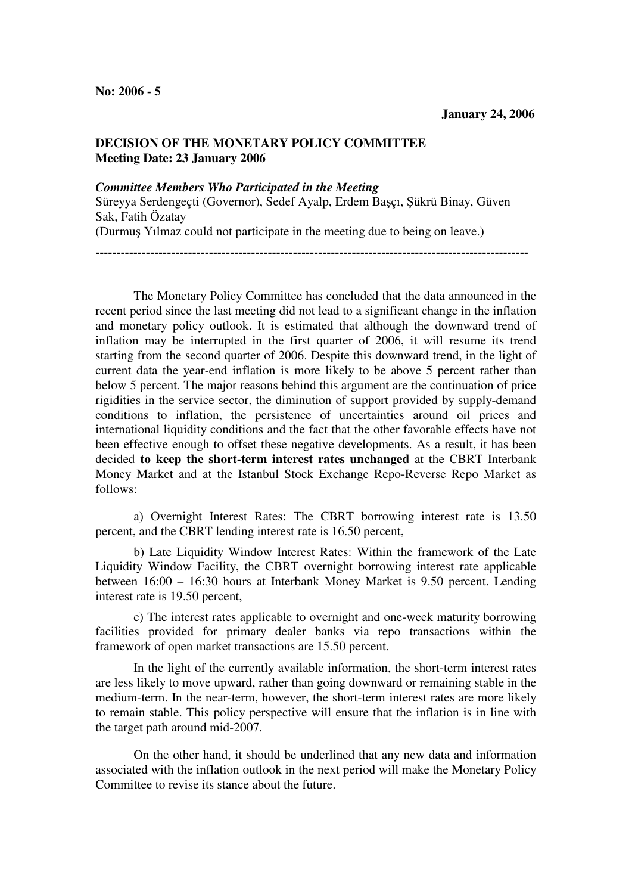**No: 2006 - 5**

**January 24, 2006**

**DECISION OF THE MONETARY POLICY COMMITTEE**
**Meeting Date: 23 January 2006**

***Committee Members Who Participated in the Meeting***
Süreyya Serdengeçti (Governor), Sedef Ayalp, Erdem Başçı, Şükrü Binay, Güven Sak, Fatih Özatay
(Durmuş Yılmaz could not participate in the meeting due to being on leave.)

---

The Monetary Policy Committee has concluded that the data announced in the recent period since the last meeting did not lead to a significant change in the inflation and monetary policy outlook. It is estimated that although the downward trend of inflation may be interrupted in the first quarter of 2006, it will resume its trend starting from the second quarter of 2006. Despite this downward trend, in the light of current data the year-end inflation is more likely to be above 5 percent rather than below 5 percent. The major reasons behind this argument are the continuation of price rigidities in the service sector, the diminution of support provided by supply-demand conditions to inflation, the persistence of uncertainties around oil prices and international liquidity conditions and the fact that the other favorable effects have not been effective enough to offset these negative developments. As a result, it has been decided **to keep the short-term interest rates unchanged** at the CBRT Interbank Money Market and at the Istanbul Stock Exchange Repo-Reverse Repo Market as follows:

a) Overnight Interest Rates: The CBRT borrowing interest rate is 13.50 percent, and the CBRT lending interest rate is 16.50 percent,

b) Late Liquidity Window Interest Rates: Within the framework of the Late Liquidity Window Facility, the CBRT overnight borrowing interest rate applicable between 16:00 – 16:30 hours at Interbank Money Market is 9.50 percent. Lending interest rate is 19.50 percent,

c) The interest rates applicable to overnight and one-week maturity borrowing facilities provided for primary dealer banks via repo transactions within the framework of open market transactions are 15.50 percent.

In the light of the currently available information, the short-term interest rates are less likely to move upward, rather than going downward or remaining stable in the medium-term. In the near-term, however, the short-term interest rates are more likely to remain stable. This policy perspective will ensure that the inflation is in line with the target path around mid-2007.

On the other hand, it should be underlined that any new data and information associated with the inflation outlook in the next period will make the Monetary Policy Committee to revise its stance about the future.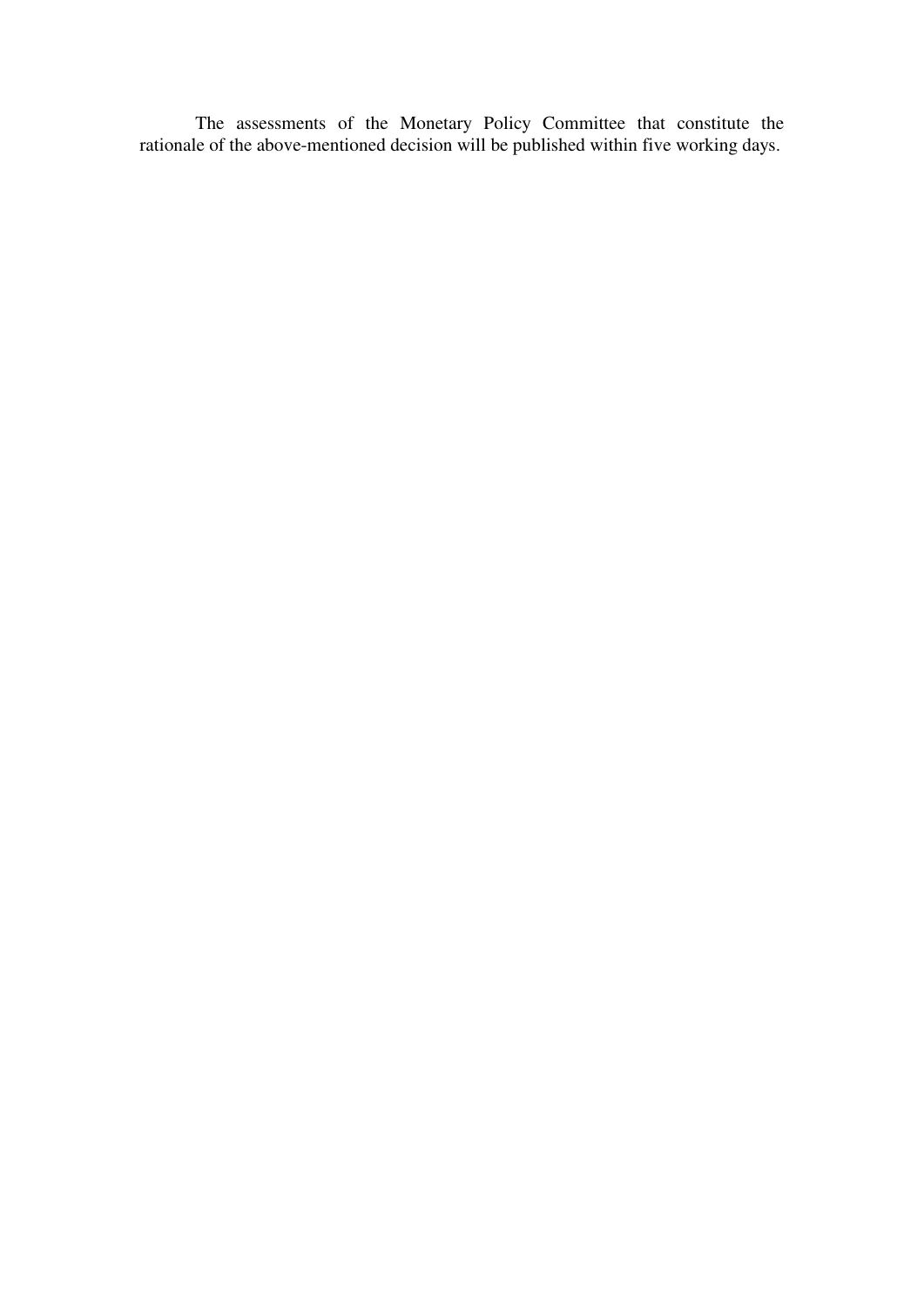The assessments of the Monetary Policy Committee that constitute the rationale of the above-mentioned decision will be published within five working days.